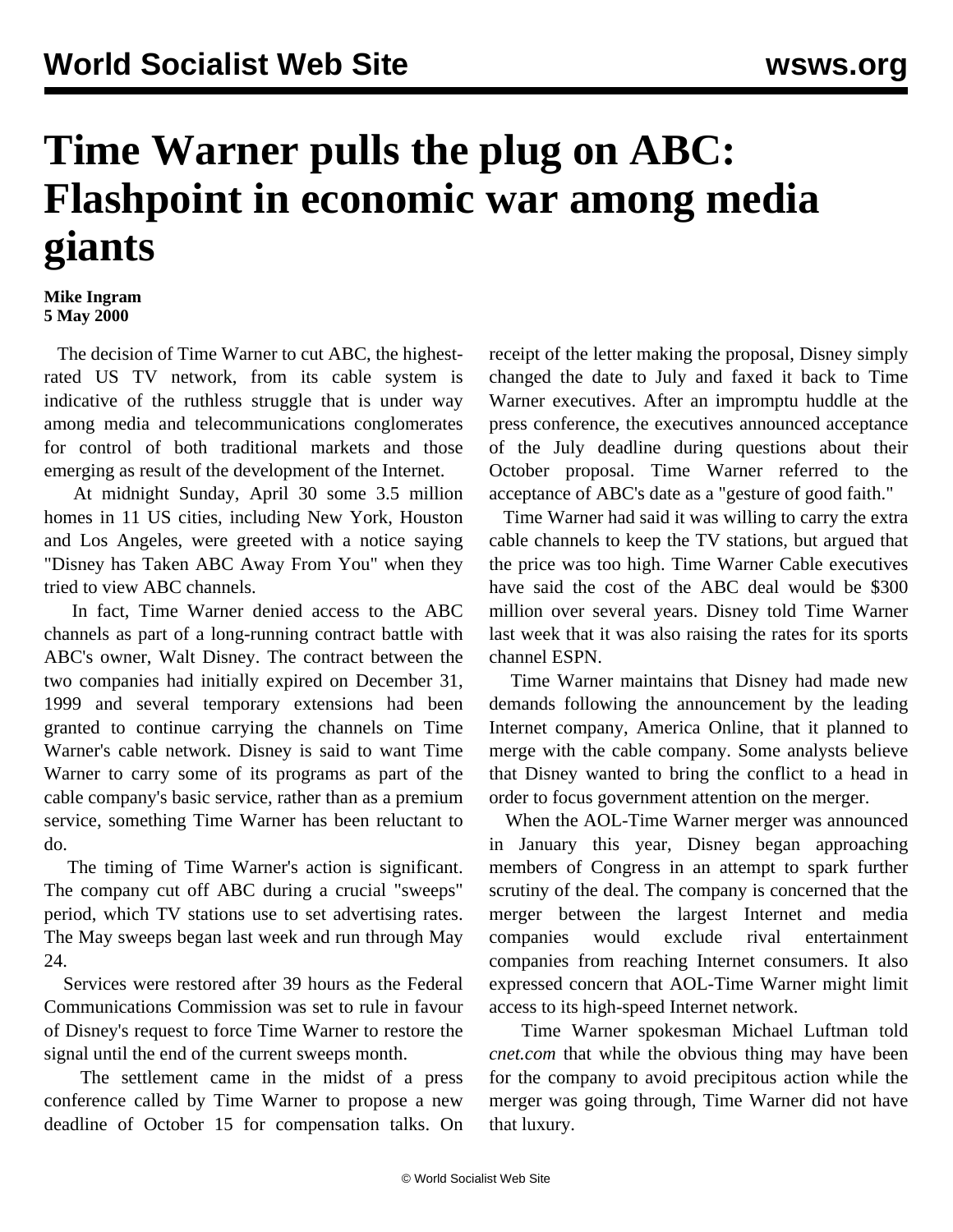# Time Warner pulls the plug on ABC: Flashpoint in economic war among media giants

**Mike Ingram**
**5 May 2000**

The decision of Time Warner to cut ABC, the highest-rated US TV network, from its cable system is indicative of the ruthless struggle that is under way among media and telecommunications conglomerates for control of both traditional markets and those emerging as result of the development of the Internet.

At midnight Sunday, April 30 some 3.5 million homes in 11 US cities, including New York, Houston and Los Angeles, were greeted with a notice saying "Disney has Taken ABC Away From You" when they tried to view ABC channels.

In fact, Time Warner denied access to the ABC channels as part of a long-running contract battle with ABC's owner, Walt Disney. The contract between the two companies had initially expired on December 31, 1999 and several temporary extensions had been granted to continue carrying the channels on Time Warner's cable network. Disney is said to want Time Warner to carry some of its programs as part of the cable company's basic service, rather than as a premium service, something Time Warner has been reluctant to do.

The timing of Time Warner's action is significant. The company cut off ABC during a crucial "sweeps" period, which TV stations use to set advertising rates. The May sweeps began last week and run through May 24.

Services were restored after 39 hours as the Federal Communications Commission was set to rule in favour of Disney's request to force Time Warner to restore the signal until the end of the current sweeps month.

The settlement came in the midst of a press conference called by Time Warner to propose a new deadline of October 15 for compensation talks. On receipt of the letter making the proposal, Disney simply changed the date to July and faxed it back to Time Warner executives. After an impromptu huddle at the press conference, the executives announced acceptance of the July deadline during questions about their October proposal. Time Warner referred to the acceptance of ABC's date as a "gesture of good faith."

Time Warner had said it was willing to carry the extra cable channels to keep the TV stations, but argued that the price was too high. Time Warner Cable executives have said the cost of the ABC deal would be $300 million over several years. Disney told Time Warner last week that it was also raising the rates for its sports channel ESPN.

Time Warner maintains that Disney had made new demands following the announcement by the leading Internet company, America Online, that it planned to merge with the cable company. Some analysts believe that Disney wanted to bring the conflict to a head in order to focus government attention on the merger.

When the AOL-Time Warner merger was announced in January this year, Disney began approaching members of Congress in an attempt to spark further scrutiny of the deal. The company is concerned that the merger between the largest Internet and media companies would exclude rival entertainment companies from reaching Internet consumers. It also expressed concern that AOL-Time Warner might limit access to its high-speed Internet network.

Time Warner spokesman Michael Luftman told *cnet.com* that while the obvious thing may have been for the company to avoid precipitous action while the merger was going through, Time Warner did not have that luxury.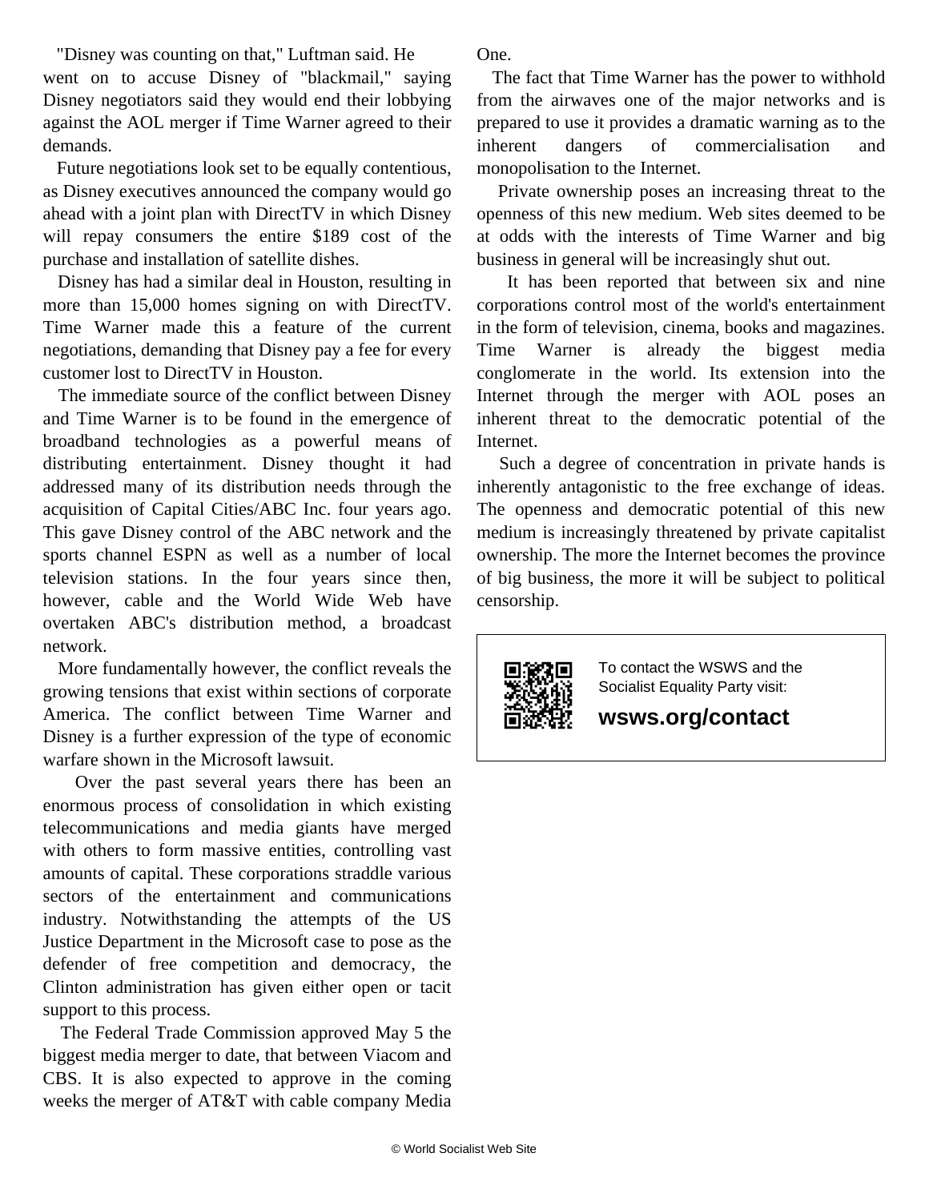"Disney was counting on that," Luftman said. He went on to accuse Disney of "blackmail," saying Disney negotiators said they would end their lobbying against the AOL merger if Time Warner agreed to their demands.

Future negotiations look set to be equally contentious, as Disney executives announced the company would go ahead with a joint plan with DirectTV in which Disney will repay consumers the entire $189 cost of the purchase and installation of satellite dishes.

Disney has had a similar deal in Houston, resulting in more than 15,000 homes signing on with DirectTV. Time Warner made this a feature of the current negotiations, demanding that Disney pay a fee for every customer lost to DirectTV in Houston.

The immediate source of the conflict between Disney and Time Warner is to be found in the emergence of broadband technologies as a powerful means of distributing entertainment. Disney thought it had addressed many of its distribution needs through the acquisition of Capital Cities/ABC Inc. four years ago. This gave Disney control of the ABC network and the sports channel ESPN as well as a number of local television stations. In the four years since then, however, cable and the World Wide Web have overtaken ABC's distribution method, a broadcast network.

More fundamentally however, the conflict reveals the growing tensions that exist within sections of corporate America. The conflict between Time Warner and Disney is a further expression of the type of economic warfare shown in the Microsoft lawsuit.

Over the past several years there has been an enormous process of consolidation in which existing telecommunications and media giants have merged with others to form massive entities, controlling vast amounts of capital. These corporations straddle various sectors of the entertainment and communications industry. Notwithstanding the attempts of the US Justice Department in the Microsoft case to pose as the defender of free competition and democracy, the Clinton administration has given either open or tacit support to this process.

The Federal Trade Commission approved May 5 the biggest media merger to date, that between Viacom and CBS. It is also expected to approve in the coming weeks the merger of AT&T with cable company Media One.

The fact that Time Warner has the power to withhold from the airwaves one of the major networks and is prepared to use it provides a dramatic warning as to the inherent dangers of commercialisation and monopolisation to the Internet.

Private ownership poses an increasing threat to the openness of this new medium. Web sites deemed to be at odds with the interests of Time Warner and big business in general will be increasingly shut out.

It has been reported that between six and nine corporations control most of the world's entertainment in the form of television, cinema, books and magazines. Time Warner is already the biggest media conglomerate in the world. Its extension into the Internet through the merger with AOL poses an inherent threat to the democratic potential of the Internet.

Such a degree of concentration in private hands is inherently antagonistic to the free exchange of ideas. The openness and democratic potential of this new medium is increasingly threatened by private capitalist ownership. The more the Internet becomes the province of big business, the more it will be subject to political censorship.

To contact the WSWS and the Socialist Equality Party visit:

**wsws.org/contact**